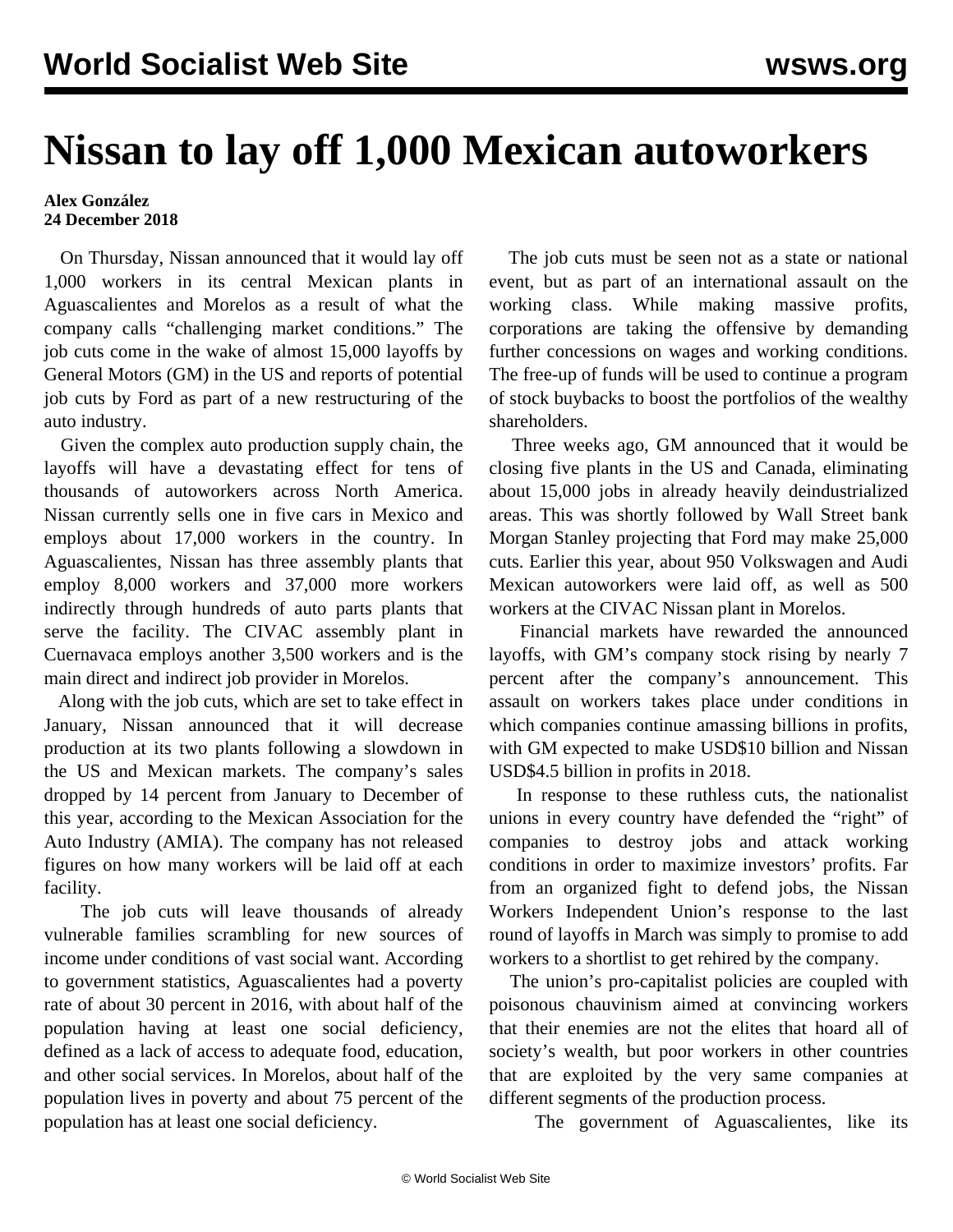# Nissan to lay off 1,000 Mexican autoworkers

**Alex González**
**24 December 2018**

On Thursday, Nissan announced that it would lay off 1,000 workers in its central Mexican plants in Aguascalientes and Morelos as a result of what the company calls "challenging market conditions." The job cuts come in the wake of almost 15,000 layoffs by General Motors (GM) in the US and reports of potential job cuts by Ford as part of a new restructuring of the auto industry.

Given the complex auto production supply chain, the layoffs will have a devastating effect for tens of thousands of autoworkers across North America. Nissan currently sells one in five cars in Mexico and employs about 17,000 workers in the country. In Aguascalientes, Nissan has three assembly plants that employ 8,000 workers and 37,000 more workers indirectly through hundreds of auto parts plants that serve the facility. The CIVAC assembly plant in Cuernavaca employs another 3,500 workers and is the main direct and indirect job provider in Morelos.

Along with the job cuts, which are set to take effect in January, Nissan announced that it will decrease production at its two plants following a slowdown in the US and Mexican markets. The company's sales dropped by 14 percent from January to December of this year, according to the Mexican Association for the Auto Industry (AMIA). The company has not released figures on how many workers will be laid off at each facility.

The job cuts will leave thousands of already vulnerable families scrambling for new sources of income under conditions of vast social want. According to government statistics, Aguascalientes had a poverty rate of about 30 percent in 2016, with about half of the population having at least one social deficiency, defined as a lack of access to adequate food, education, and other social services. In Morelos, about half of the population lives in poverty and about 75 percent of the population has at least one social deficiency.

The job cuts must be seen not as a state or national event, but as part of an international assault on the working class. While making massive profits, corporations are taking the offensive by demanding further concessions on wages and working conditions. The free-up of funds will be used to continue a program of stock buybacks to boost the portfolios of the wealthy shareholders.

Three weeks ago, GM announced that it would be closing five plants in the US and Canada, eliminating about 15,000 jobs in already heavily deindustrialized areas. This was shortly followed by Wall Street bank Morgan Stanley projecting that Ford may make 25,000 cuts. Earlier this year, about 950 Volkswagen and Audi Mexican autoworkers were laid off, as well as 500 workers at the CIVAC Nissan plant in Morelos.

Financial markets have rewarded the announced layoffs, with GM's company stock rising by nearly 7 percent after the company's announcement. This assault on workers takes place under conditions in which companies continue amassing billions in profits, with GM expected to make USD$10 billion and Nissan USD$4.5 billion in profits in 2018.

In response to these ruthless cuts, the nationalist unions in every country have defended the "right" of companies to destroy jobs and attack working conditions in order to maximize investors' profits. Far from an organized fight to defend jobs, the Nissan Workers Independent Union's response to the last round of layoffs in March was simply to promise to add workers to a shortlist to get rehired by the company.

The union's pro-capitalist policies are coupled with poisonous chauvinism aimed at convincing workers that their enemies are not the elites that hoard all of society's wealth, but poor workers in other countries that are exploited by the very same companies at different segments of the production process.

The government of Aguascalientes, like its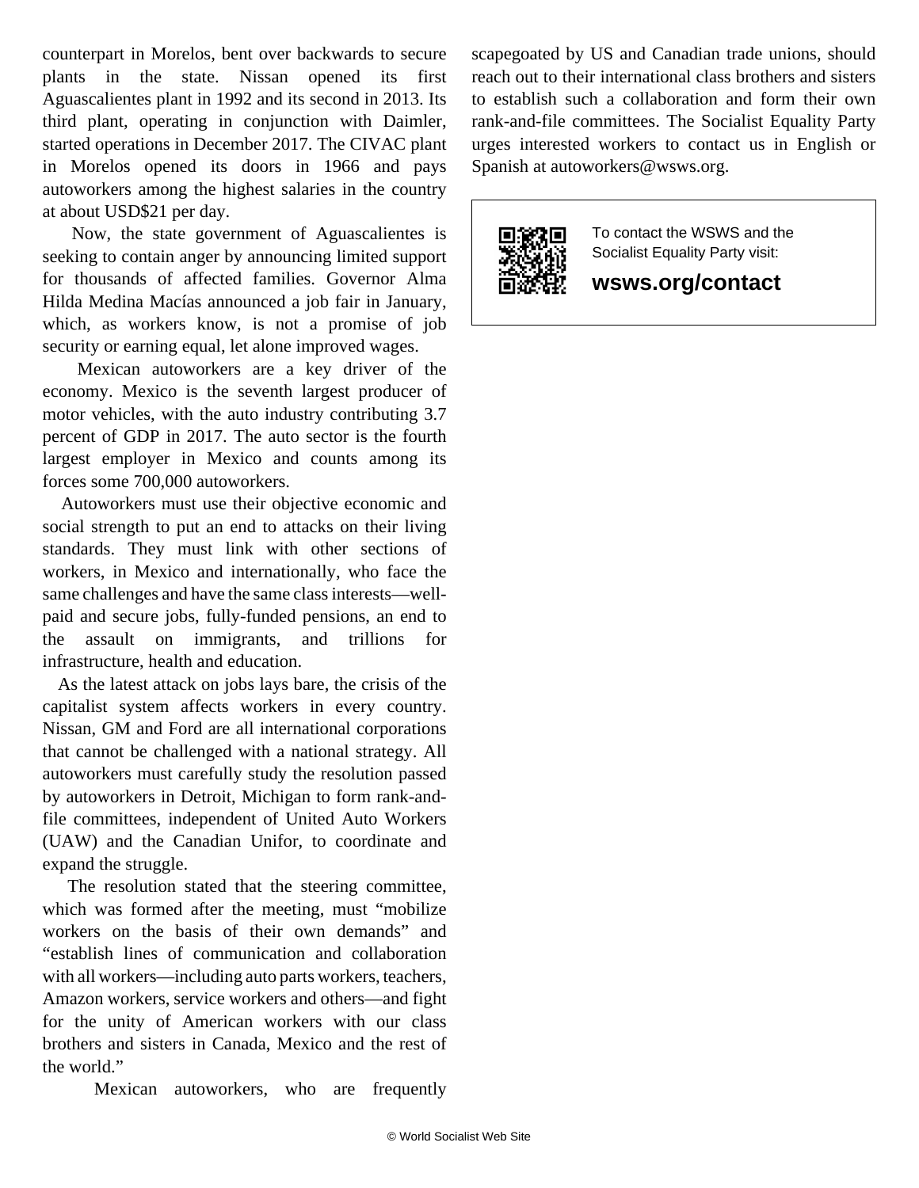counterpart in Morelos, bent over backwards to secure plants in the state. Nissan opened its first Aguascalientes plant in 1992 and its second in 2013. Its third plant, operating in conjunction with Daimler, started operations in December 2017. The CIVAC plant in Morelos opened its doors in 1966 and pays autoworkers among the highest salaries in the country at about USD$21 per day.

Now, the state government of Aguascalientes is seeking to contain anger by announcing limited support for thousands of affected families. Governor Alma Hilda Medina Macías announced a job fair in January, which, as workers know, is not a promise of job security or earning equal, let alone improved wages.

Mexican autoworkers are a key driver of the economy. Mexico is the seventh largest producer of motor vehicles, with the auto industry contributing 3.7 percent of GDP in 2017. The auto sector is the fourth largest employer in Mexico and counts among its forces some 700,000 autoworkers.

Autoworkers must use their objective economic and social strength to put an end to attacks on their living standards. They must link with other sections of workers, in Mexico and internationally, who face the same challenges and have the same class interests—well-paid and secure jobs, fully-funded pensions, an end to the assault on immigrants, and trillions for infrastructure, health and education.

As the latest attack on jobs lays bare, the crisis of the capitalist system affects workers in every country. Nissan, GM and Ford are all international corporations that cannot be challenged with a national strategy. All autoworkers must carefully study the resolution passed by autoworkers in Detroit, Michigan to form rank-and-file committees, independent of United Auto Workers (UAW) and the Canadian Unifor, to coordinate and expand the struggle.

The resolution stated that the steering committee, which was formed after the meeting, must "mobilize workers on the basis of their own demands" and "establish lines of communication and collaboration with all workers—including auto parts workers, teachers, Amazon workers, service workers and others—and fight for the unity of American workers with our class brothers and sisters in Canada, Mexico and the rest of the world."

Mexican autoworkers, who are frequently scapegoated by US and Canadian trade unions, should reach out to their international class brothers and sisters to establish such a collaboration and form their own rank-and-file committees. The Socialist Equality Party urges interested workers to contact us in English or Spanish at autoworkers@wsws.org.

To contact the WSWS and the Socialist Equality Party visit:

**wsws.org/contact**